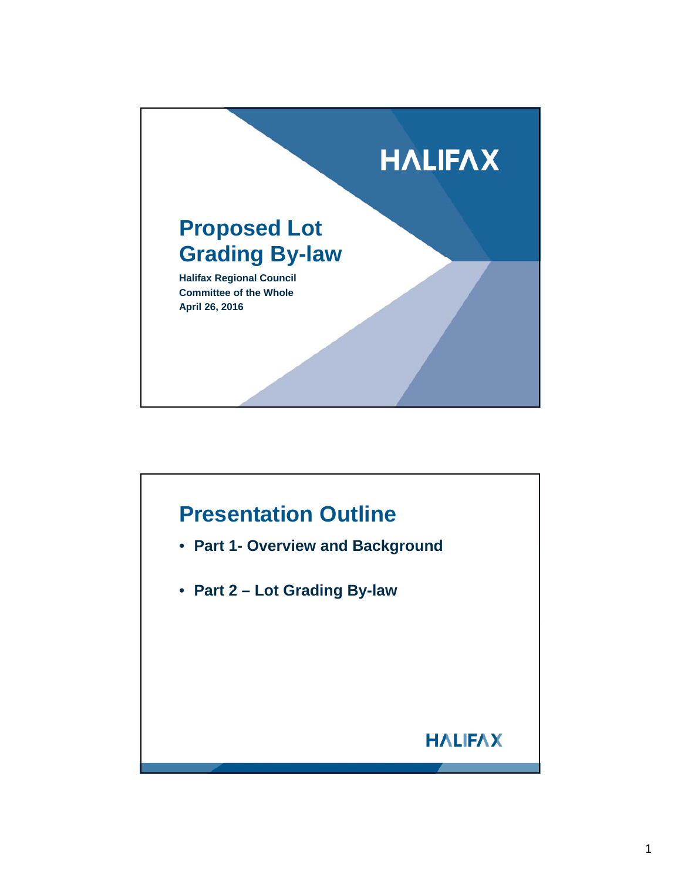HALIFAX

# Proposed Lot Grading By-law

**Halifax Regional Council**
**Committee of the Whole**
**April 26, 2016**

## Presentation Outline

- **Part 1- Overview and Background**
- **Part 2 – Lot Grading By-law**

HALIFAX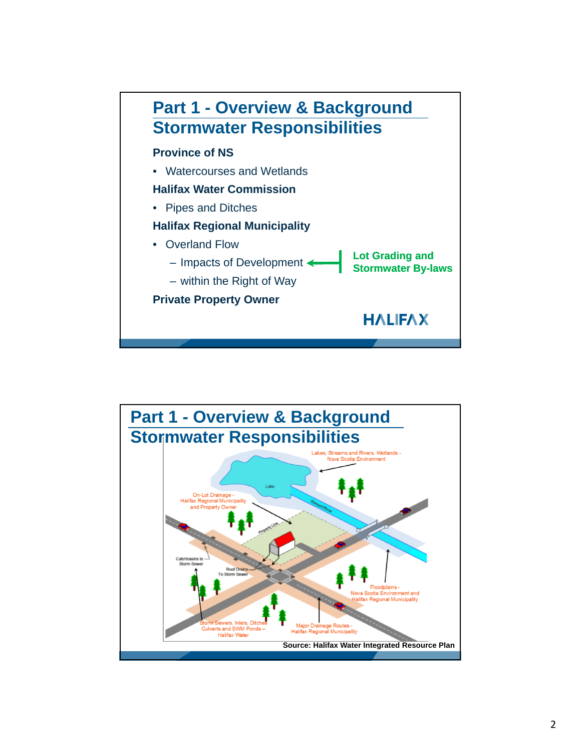## Part 1 - Overview & Background
## Stormwater Responsibilities

**Province of NS**

- Watercourses and Wetlands

**Halifax Water Commission**

- Pipes and Ditches

**Halifax Regional Municipality**

- Overland Flow
  - Impacts of Development ← **Lot Grading and Stormwater By-laws**
  - within the Right of Way

**Private Property Owner**

HALIFAX

## Part 1 - Overview & Background
## Stormwater Responsibilities

Lakes, Streams and Rivers, Wetlands - Nova Scotia Environment

Lake

Stream/River

On-Lot Drainage - Halifax Regional Municipality and Property Owner

Property Line

Catchbasins to Storm Sewer

Roof Drains To Storm Sewer

Floodplains - Nova Scotia Environment and Halifax Regional Municipality

Storm Sewers, Inlets, Ditches Culverts and SWM Ponds – Halifax Water

Major Drainage Routes - Halifax Regional Municipality

**Source: Halifax Water Integrated Resource Plan**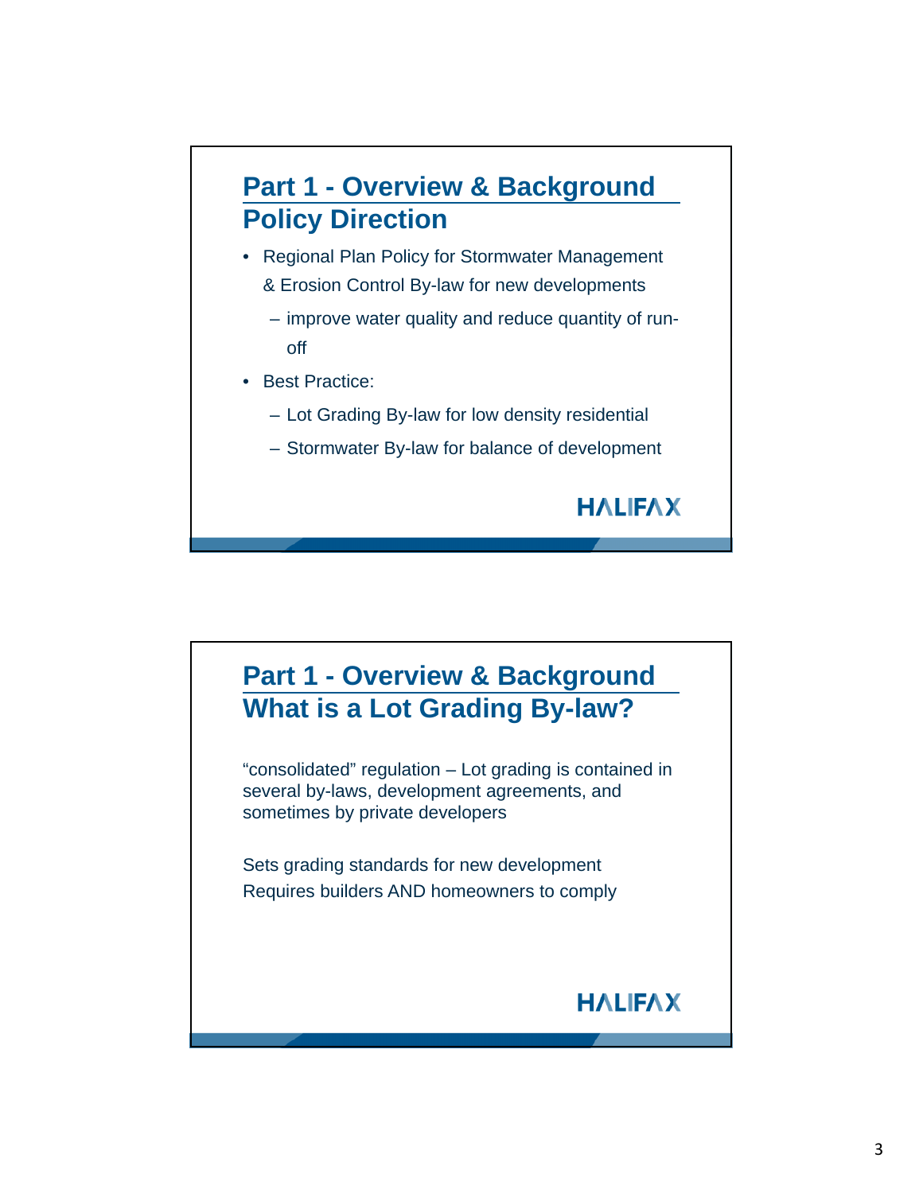## Part 1 - Overview & Background
## Policy Direction

- Regional Plan Policy for Stormwater Management & Erosion Control By-law for new developments
  - improve water quality and reduce quantity of run-off
- Best Practice:
  - Lot Grading By-law for low density residential
  - Stormwater By-law for balance of development

HALIFAX

## Part 1 - Overview & Background
## What is a Lot Grading By-law?

“consolidated” regulation – Lot grading is contained in several by-laws, development agreements, and sometimes by private developers

Sets grading standards for new development
Requires builders AND homeowners to comply

HALIFAX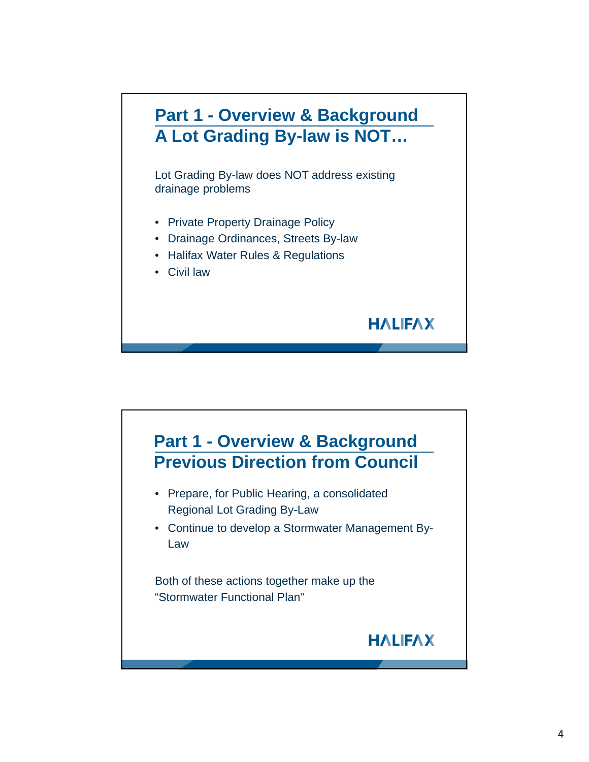## Part 1 - Overview & Background
## A Lot Grading By-law is NOT…

Lot Grading By-law does NOT address existing drainage problems

- Private Property Drainage Policy
- Drainage Ordinances, Streets By-law
- Halifax Water Rules & Regulations
- Civil law

HALIFAX

## Part 1 - Overview & Background
## Previous Direction from Council

- Prepare, for Public Hearing, a consolidated Regional Lot Grading By-Law
- Continue to develop a Stormwater Management By-Law

Both of these actions together make up the "Stormwater Functional Plan"

HALIFAX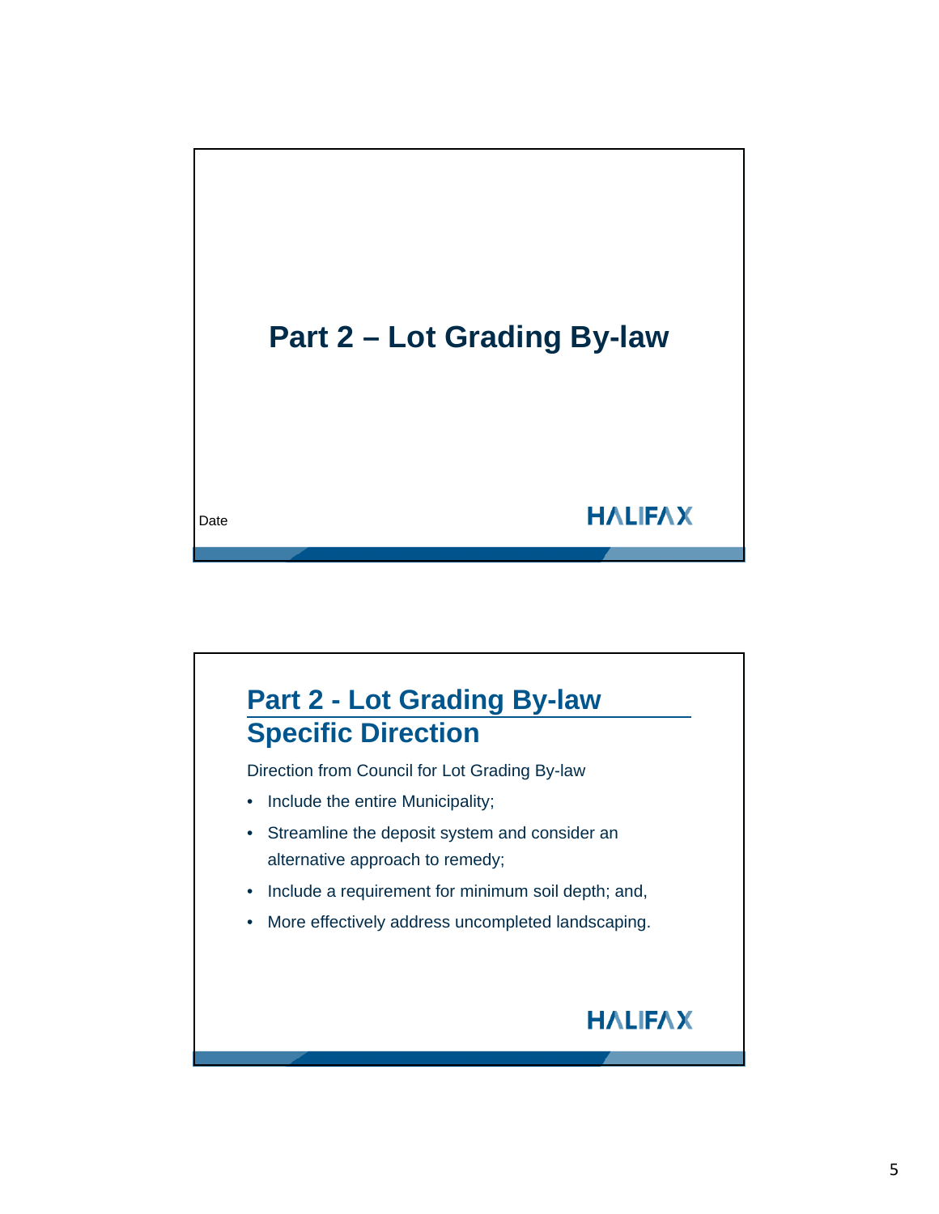# Part 2 – Lot Grading By-law

Date

HALIFAX

## Part 2 - Lot Grading By-law Specific Direction

Direction from Council for Lot Grading By-law

- Include the entire Municipality;
- Streamline the deposit system and consider an alternative approach to remedy;
- Include a requirement for minimum soil depth; and,
- More effectively address uncompleted landscaping.

HALIFAX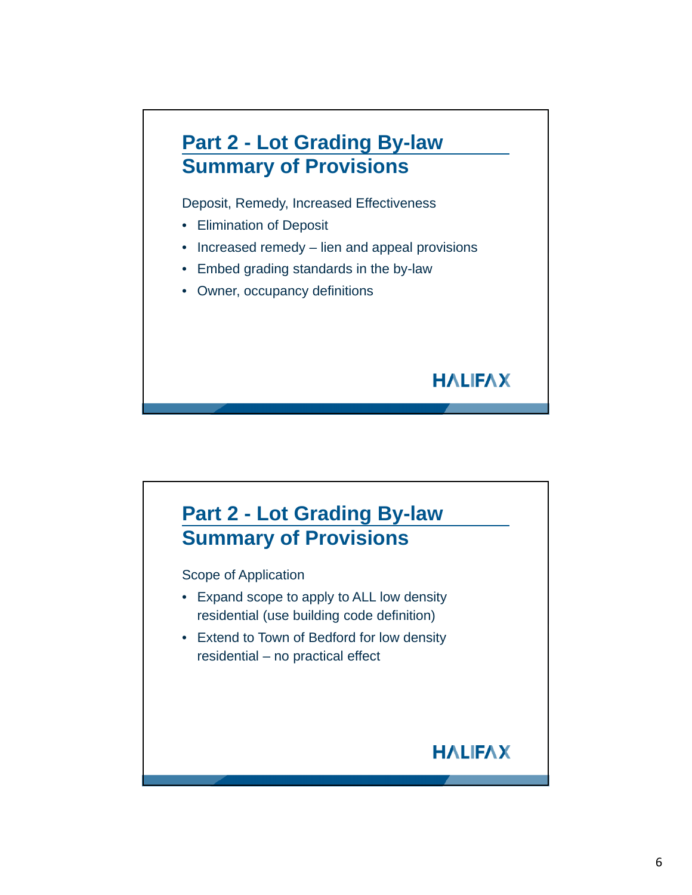## Part 2 - Lot Grading By-law Summary of Provisions

Deposit, Remedy, Increased Effectiveness

- Elimination of Deposit
- Increased remedy – lien and appeal provisions
- Embed grading standards in the by-law
- Owner, occupancy definitions

HALIFAX

## Part 2 - Lot Grading By-law Summary of Provisions

Scope of Application

- Expand scope to apply to ALL low density residential (use building code definition)
- Extend to Town of Bedford for low density residential – no practical effect

HALIFAX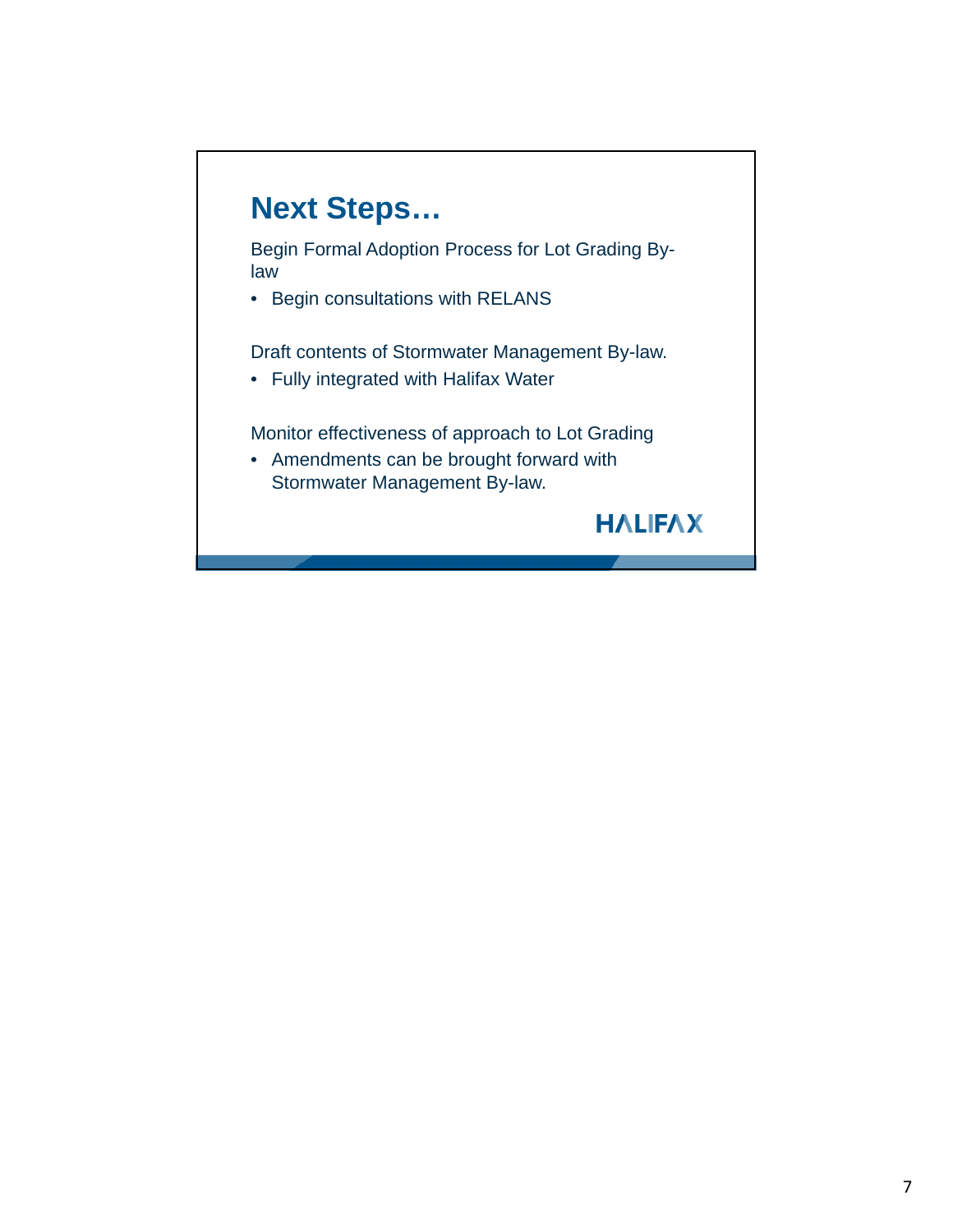## Next Steps…

Begin Formal Adoption Process for Lot Grading By-law

- Begin consultations with RELANS

Draft contents of Stormwater Management By-law.

- Fully integrated with Halifax Water

Monitor effectiveness of approach to Lot Grading

- Amendments can be brought forward with Stormwater Management By-law.

HALIFAX